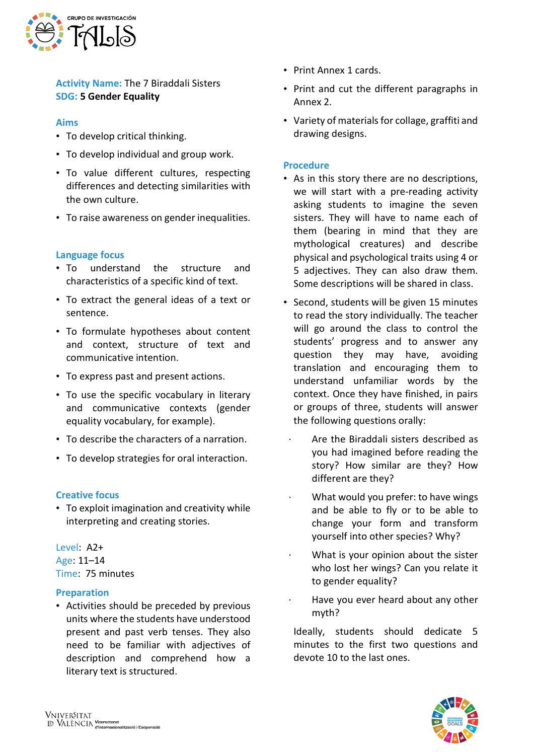**Activity Name:** The 7 Biraddali Sisters
**SDG:** **5 Gender Equality**

### Aims

- To develop critical thinking.
- To develop individual and group work.
- To value different cultures, respecting differences and detecting similarities with the own culture.
- To raise awareness on gender inequalities.

### Language focus

- To understand the structure and characteristics of a specific kind of text.
- To extract the general ideas of a text or sentence.
- To formulate hypotheses about content and context, structure of text and communicative intention.
- To express past and present actions.
- To use the specific vocabulary in literary and communicative contexts (gender equality vocabulary, for example).
- To describe the characters of a narration.
- To develop strategies for oral interaction.

### Creative focus

- To exploit imagination and creativity while interpreting and creating stories.

Level: A2+
Age: 11–14
Time: 75 minutes

### Preparation

- Activities should be preceded by previous units where the students have understood present and past verb tenses. They also need to be familiar with adjectives of description and comprehend how a literary text is structured.
- Print Annex 1 cards.
- Print and cut the different paragraphs in Annex 2.
- Variety of materials for collage, graffiti and drawing designs.

### Procedure

- As in this story there are no descriptions, we will start with a pre-reading activity asking students to imagine the seven sisters. They will have to name each of them (bearing in mind that they are mythological creatures) and describe physical and psychological traits using 4 or 5 adjectives. They can also draw them. Some descriptions will be shared in class.
- Second, students will be given 15 minutes to read the story individually. The teacher will go around the class to control the students' progress and to answer any question they may have, avoiding translation and encouraging them to understand unfamiliar words by the context. Once they have finished, in pairs or groups of three, students will answer the following questions orally:
  - Are the Biraddali sisters described as you had imagined before reading the story? How similar are they? How different are they?
  - What would you prefer: to have wings and be able to fly or to be able to change your form and transform yourself into other species? Why?
  - What is your opinion about the sister who lost her wings? Can you relate it to gender equality?
  - Have you ever heard about any other myth?

  Ideally, students should dedicate 5 minutes to the first two questions and devote 10 to the last ones.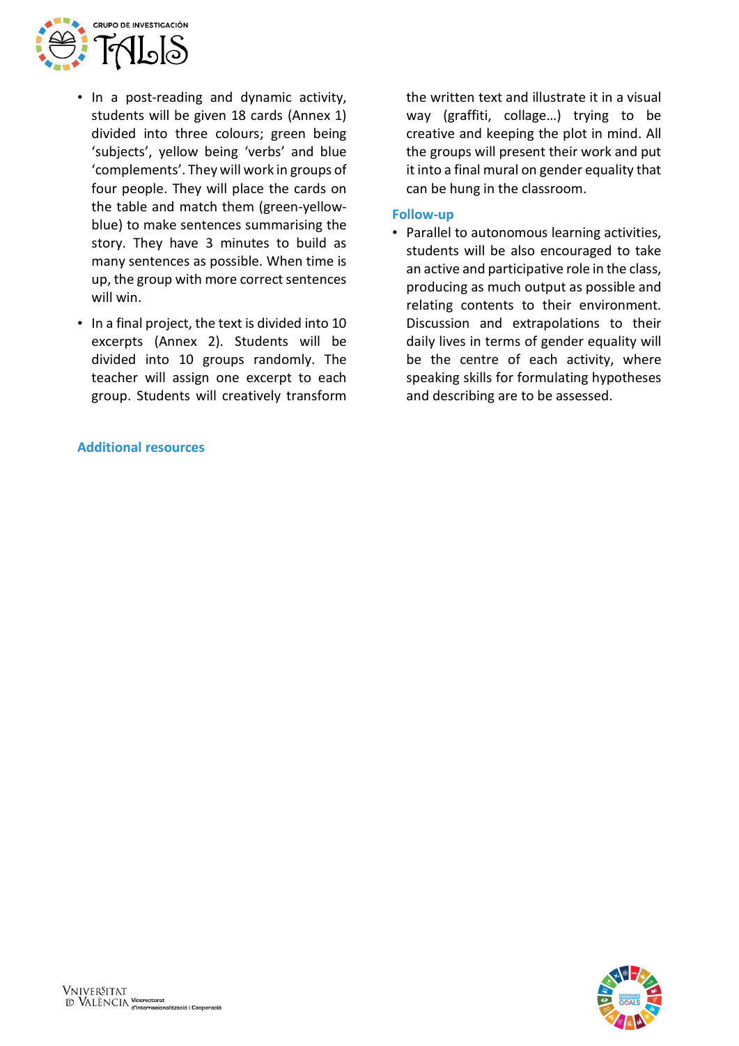- In a post-reading and dynamic activity, students will be given 18 cards (Annex 1) divided into three colours; green being 'subjects', yellow being 'verbs' and blue 'complements'. They will work in groups of four people. They will place the cards on the table and match them (green-yellow-blue) to make sentences summarising the story. They have 3 minutes to build as many sentences as possible. When time is up, the group with more correct sentences will win.
- In a final project, the text is divided into 10 excerpts (Annex 2). Students will be divided into 10 groups randomly. The teacher will assign one excerpt to each group. Students will creatively transform the written text and illustrate it in a visual way (graffiti, collage…) trying to be creative and keeping the plot in mind. All the groups will present their work and put it into a final mural on gender equality that can be hung in the classroom.

### Follow-up

- Parallel to autonomous learning activities, students will be also encouraged to take an active and participative role in the class, producing as much output as possible and relating contents to their environment. Discussion and extrapolations to their daily lives in terms of gender equality will be the centre of each activity, where speaking skills for formulating hypotheses and describing are to be assessed.

### Additional resources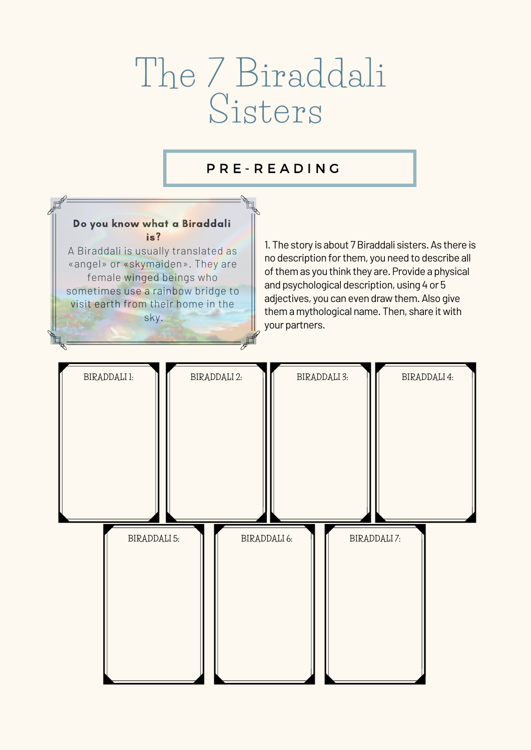# The 7 Biraddali Sisters

## PRE-READING

**Do you know what a Biraddali is?**

A Biraddali is usually translated as «angel» or «skymaiden». They are female winged beings who sometimes use a rainbow bridge to visit earth from their home in the sky.

1. The story is about 7 Biraddali sisters. As there is no description for them, you need to describe all of them as you think they are. Provide a physical and psychological description, using 4 or 5 adjectives, you can even draw them. Also give them a mythological name. Then, share it with your partners.

BIRADDALI 1:

BIRADDALI 2:

BIRADDALI 3:

BIRADDALI 4:

BIRADDALI 5:

BIRADDALI 6:

BIRADDALI 7: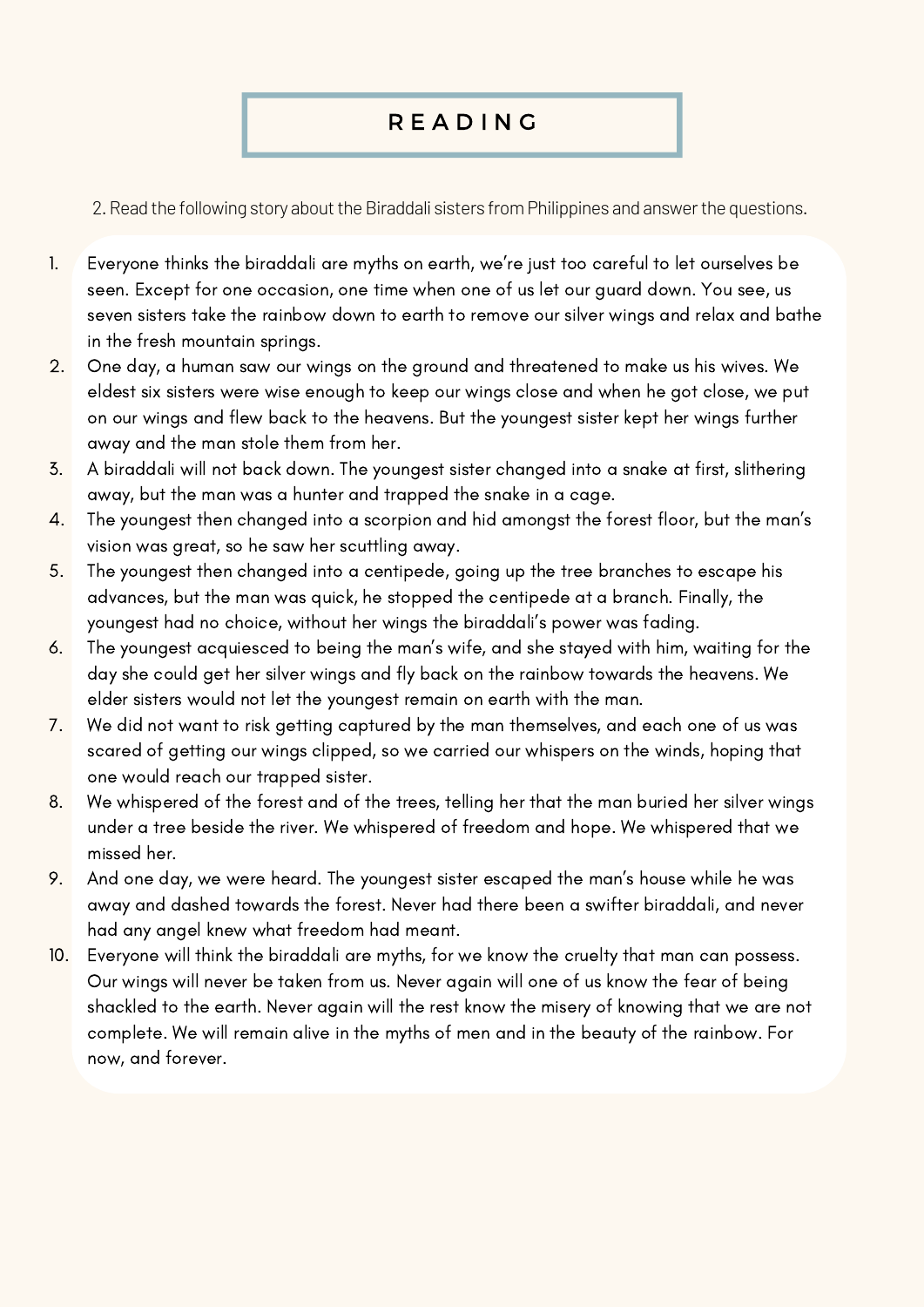# READING

2. Read the following story about the Biraddali sisters from Philippines and answer the questions.

1. Everyone thinks the biraddali are myths on earth, we're just too careful to let ourselves be seen. Except for one occasion, one time when one of us let our guard down. You see, us seven sisters take the rainbow down to earth to remove our silver wings and relax and bathe in the fresh mountain springs.
2. One day, a human saw our wings on the ground and threatened to make us his wives. We eldest six sisters were wise enough to keep our wings close and when he got close, we put on our wings and flew back to the heavens. But the youngest sister kept her wings further away and the man stole them from her.
3. A biraddali will not back down. The youngest sister changed into a snake at first, slithering away, but the man was a hunter and trapped the snake in a cage.
4. The youngest then changed into a scorpion and hid amongst the forest floor, but the man's vision was great, so he saw her scuttling away.
5. The youngest then changed into a centipede, going up the tree branches to escape his advances, but the man was quick, he stopped the centipede at a branch. Finally, the youngest had no choice, without her wings the biraddali's power was fading.
6. The youngest acquiesced to being the man's wife, and she stayed with him, waiting for the day she could get her silver wings and fly back on the rainbow towards the heavens. We elder sisters would not let the youngest remain on earth with the man.
7. We did not want to risk getting captured by the man themselves, and each one of us was scared of getting our wings clipped, so we carried our whispers on the winds, hoping that one would reach our trapped sister.
8. We whispered of the forest and of the trees, telling her that the man buried her silver wings under a tree beside the river. We whispered of freedom and hope. We whispered that we missed her.
9. And one day, we were heard. The youngest sister escaped the man's house while he was away and dashed towards the forest. Never had there been a swifter biraddali, and never had any angel knew what freedom had meant.
10. Everyone will think the biraddali are myths, for we know the cruelty that man can possess. Our wings will never be taken from us. Never again will one of us know the fear of being shackled to the earth. Never again will the rest know the misery of knowing that we are not complete. We will remain alive in the myths of men and in the beauty of the rainbow. For now, and forever.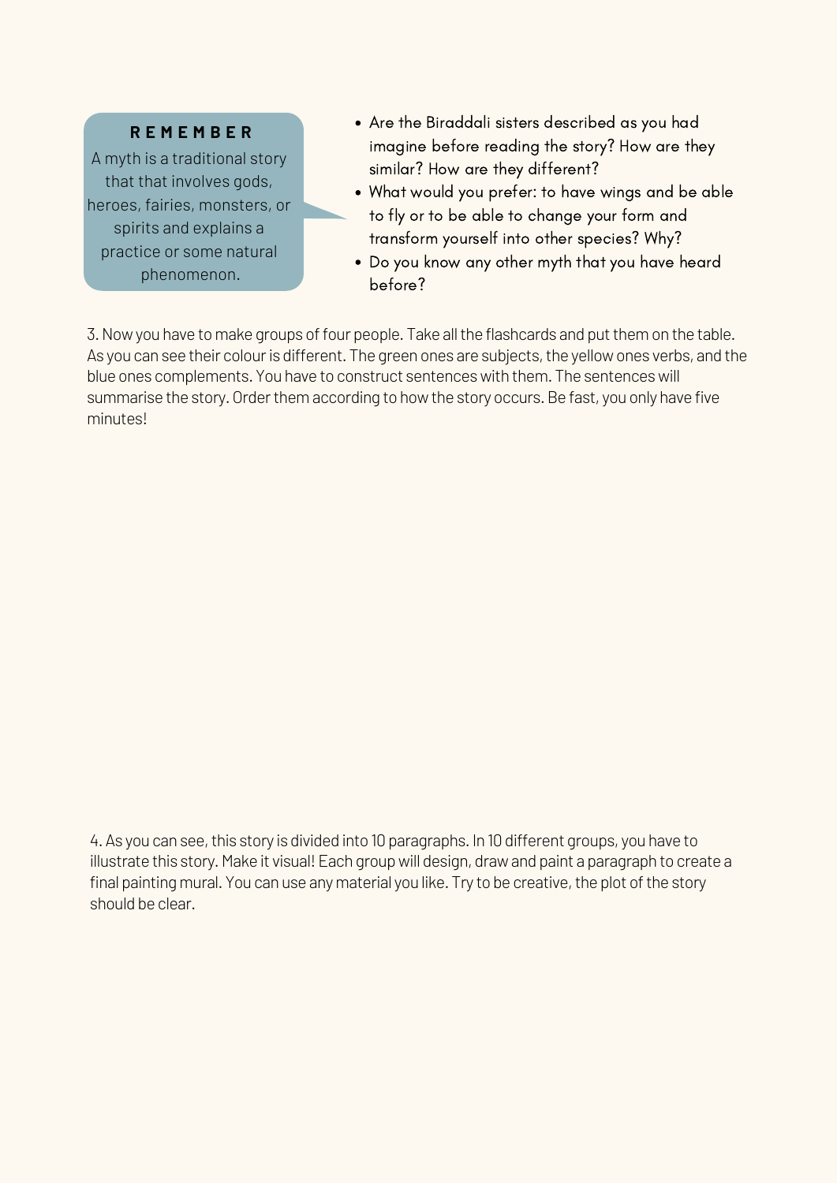**REMEMBER**

A myth is a traditional story that that involves gods, heroes, fairies, monsters, or spirits and explains a practice or some natural phenomenon.

- Are the Biraddali sisters described as you had imagine before reading the story? How are they similar? How are they different?
- What would you prefer: to have wings and be able to fly or to be able to change your form and transform yourself into other species? Why?
- Do you know any other myth that you have heard before?

3. Now you have to make groups of four people. Take all the flashcards and put them on the table. As you can see their colour is different. The green ones are subjects, the yellow ones verbs, and the blue ones complements. You have to construct sentences with them. The sentences will summarise the story. Order them according to how the story occurs. Be fast, you only have five minutes!

4. As you can see, this story is divided into 10 paragraphs. In 10 different groups, you have to illustrate this story. Make it visual! Each group will design, draw and paint a paragraph to create a final painting mural. You can use any material you like. Try to be creative, the plot of the story should be clear.